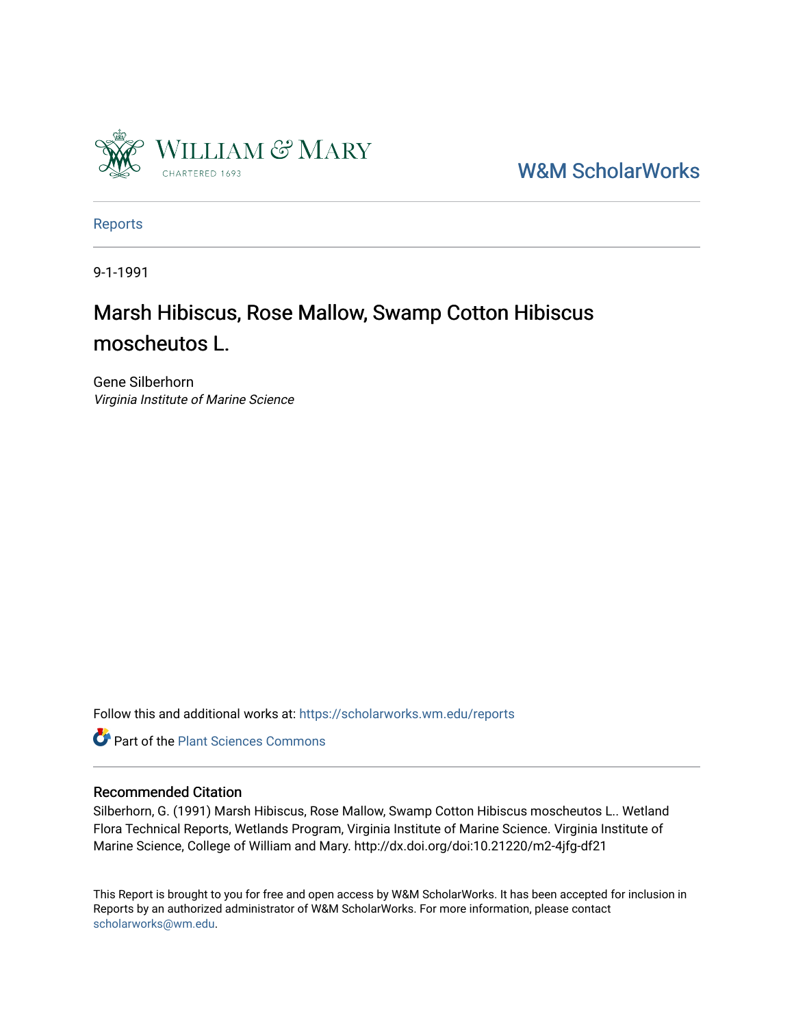William & Mary
CHARTERED 1693

W&M ScholarWorks

Reports

9-1-1991

# Marsh Hibiscus, Rose Mallow, Swamp Cotton Hibiscus moscheutos L.

Gene Silberhorn
*Virginia Institute of Marine Science*

Follow this and additional works at: https://scholarworks.wm.edu/reports

Part of the Plant Sciences Commons

## Recommended Citation

Silberhorn, G. (1991) Marsh Hibiscus, Rose Mallow, Swamp Cotton Hibiscus moscheutos L.. Wetland Flora Technical Reports, Wetlands Program, Virginia Institute of Marine Science. Virginia Institute of Marine Science, College of William and Mary. http://dx.doi.org/doi:10.21220/m2-4jfg-df21

This Report is brought to you for free and open access by W&M ScholarWorks. It has been accepted for inclusion in Reports by an authorized administrator of W&M ScholarWorks. For more information, please contact scholarworks@wm.edu.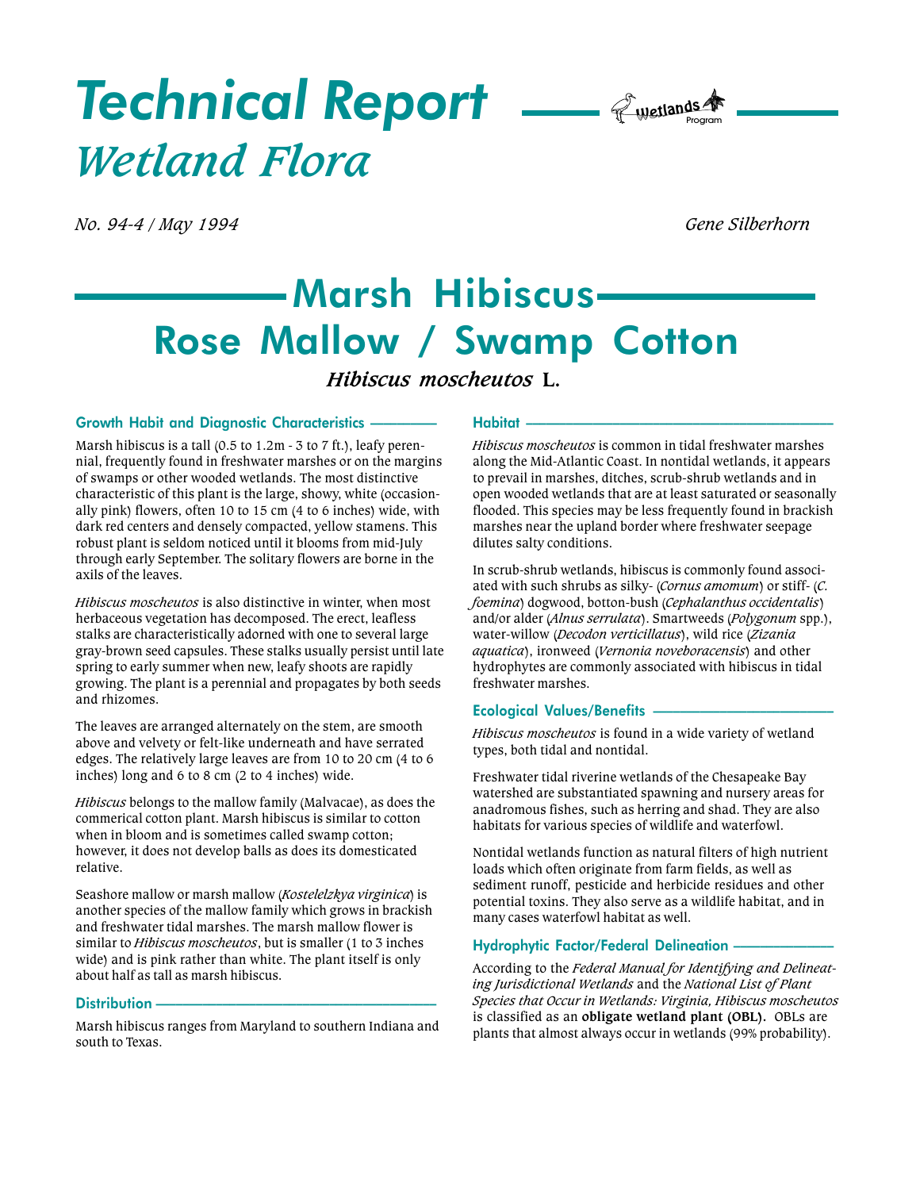# Technical Report

## Wetland Flora

*No. 94-4 / May 1994*

*Gene Silberhorn*

# Marsh Hibiscus
# Rose Mallow / Swamp Cotton

### *Hibiscus moscheutos* L.

## Growth Habit and Diagnostic Characteristics

Marsh hibiscus is a tall (0.5 to 1.2m - 3 to 7 ft.), leafy perennial, frequently found in freshwater marshes or on the margins of swamps or other wooded wetlands. The most distinctive characteristic of this plant is the large, showy, white (occasionally pink) flowers, often 10 to 15 cm (4 to 6 inches) wide, with dark red centers and densely compacted, yellow stamens. This robust plant is seldom noticed until it blooms from mid-July through early September. The solitary flowers are borne in the axils of the leaves.

*Hibiscus moscheutos* is also distinctive in winter, when most herbaceous vegetation has decomposed. The erect, leafless stalks are characteristically adorned with one to several large gray-brown seed capsules. These stalks usually persist until late spring to early summer when new, leafy shoots are rapidly growing. The plant is a perennial and propagates by both seeds and rhizomes.

The leaves are arranged alternately on the stem, are smooth above and velvety or felt-like underneath and have serrated edges. The relatively large leaves are from 10 to 20 cm (4 to 6 inches) long and 6 to 8 cm (2 to 4 inches) wide.

*Hibiscus* belongs to the mallow family (Malvacae), as does the commerical cotton plant. Marsh hibiscus is similar to cotton when in bloom and is sometimes called swamp cotton; however, it does not develop balls as does its domesticated relative.

Seashore mallow or marsh mallow (*Kostelelzkya virginica*) is another species of the mallow family which grows in brackish and freshwater tidal marshes. The marsh mallow flower is similar to *Hibiscus moscheutos*, but is smaller (1 to 3 inches wide) and is pink rather than white. The plant itself is only about half as tall as marsh hibiscus.

## Distribution

Marsh hibiscus ranges from Maryland to southern Indiana and south to Texas.

## Habitat

*Hibiscus moscheutos* is common in tidal freshwater marshes along the Mid-Atlantic Coast. In nontidal wetlands, it appears to prevail in marshes, ditches, scrub-shrub wetlands and in open wooded wetlands that are at least saturated or seasonally flooded. This species may be less frequently found in brackish marshes near the upland border where freshwater seepage dilutes salty conditions.

In scrub-shrub wetlands, hibiscus is commonly found associated with such shrubs as silky- (*Cornus amomum*) or stiff- (*C. foemina*) dogwood, botton-bush (*Cephalanthus occidentalis*) and/or alder (*Alnus serrulata*). Smartweeds (*Polygonum* spp.), water-willow (*Decodon verticillatus*), wild rice (*Zizania aquatica*), ironweed (*Vernonia noveboracensis*) and other hydrophytes are commonly associated with hibiscus in tidal freshwater marshes.

## Ecological Values/Benefits

*Hibiscus moscheutos* is found in a wide variety of wetland types, both tidal and nontidal.

Freshwater tidal riverine wetlands of the Chesapeake Bay watershed are substantiated spawning and nursery areas for anadromous fishes, such as herring and shad. They are also habitats for various species of wildlife and waterfowl.

Nontidal wetlands function as natural filters of high nutrient loads which often originate from farm fields, as well as sediment runoff, pesticide and herbicide residues and other potential toxins. They also serve as a wildlife habitat, and in many cases waterfowl habitat as well.

## Hydrophytic Factor/Federal Delineation

According to the *Federal Manual for Identifying and Delineating Jurisdictional Wetlands* and the *National List of Plant Species that Occur in Wetlands: Virginia, Hibiscus moscheutos* is classified as an **obligate wetland plant (OBL).** OBLs are plants that almost always occur in wetlands (99% probability).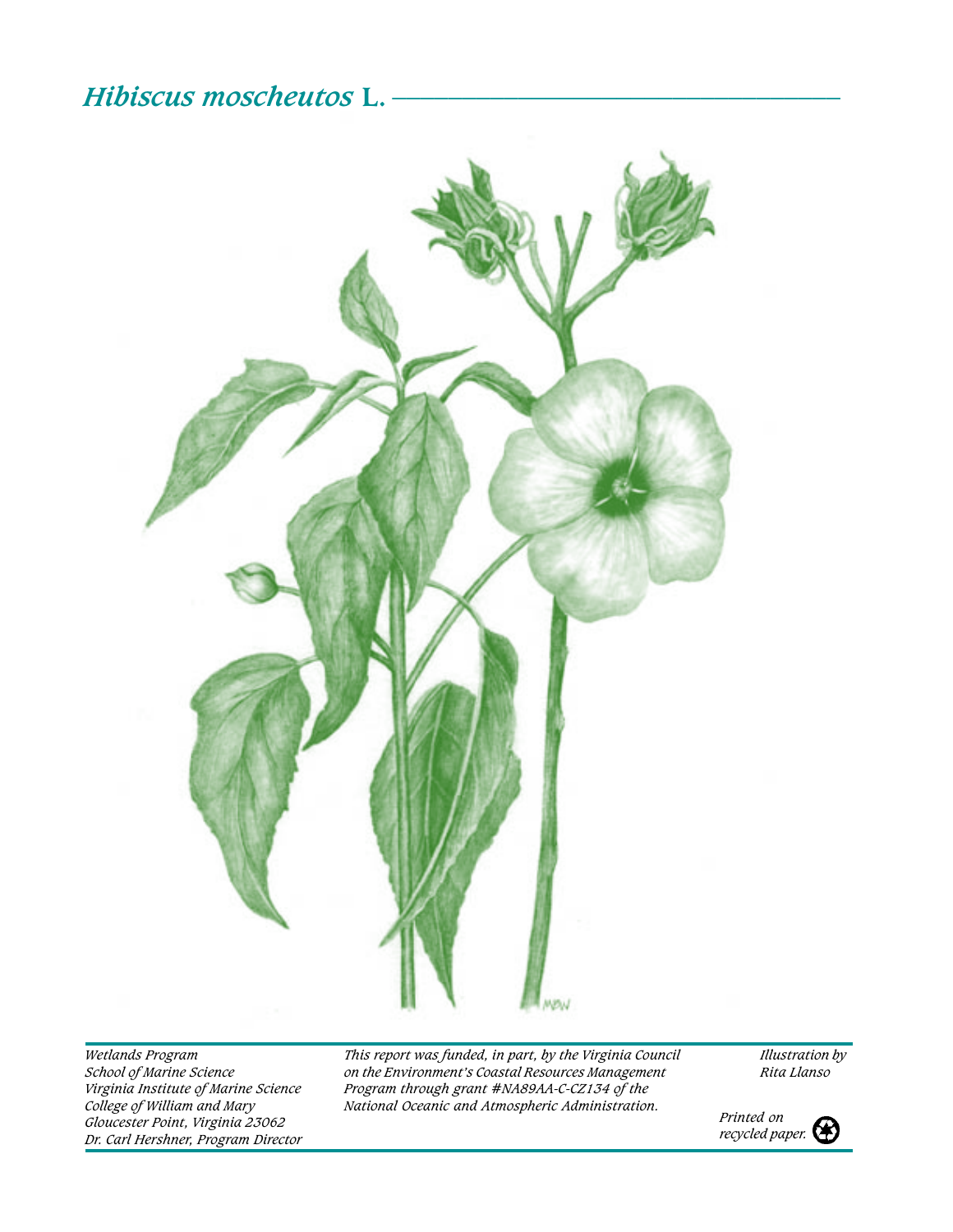# *Hibiscus moscheutos* L.

*Wetlands Program*
*School of Marine Science*
*Virginia Institute of Marine Science*
*College of William and Mary*
*Gloucester Point, Virginia 23062*
*Dr. Carl Hershner, Program Director*

*This report was funded, in part, by the Virginia Council on the Environment's Coastal Resources Management Program through grant #NA89AA-C-CZ134 of the National Oceanic and Atmospheric Administration.*

*Illustration by Rita Llanso*

*Printed on recycled paper.*